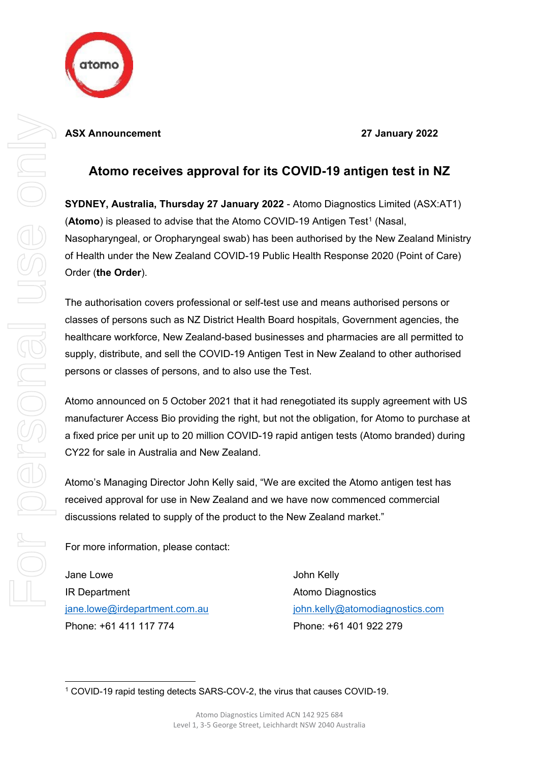**ASX Announcement** **27 January 2022**

# Atomo receives approval for its COVID-19 antigen test in NZ

**SYDNEY, Australia, Thursday 27 January 2022** - Atomo Diagnostics Limited (ASX:AT1) (**Atomo**) is pleased to advise that the Atomo COVID-19 Antigen Test[1] (Nasal, Nasopharyngeal, or Oropharyngeal swab) has been authorised by the New Zealand Ministry of Health under the New Zealand COVID-19 Public Health Response 2020 (Point of Care) Order (**the Order**).

The authorisation covers professional or self-test use and means authorised persons or classes of persons such as NZ District Health Board hospitals, Government agencies, the healthcare workforce, New Zealand-based businesses and pharmacies are all permitted to supply, distribute, and sell the COVID-19 Antigen Test in New Zealand to other authorised persons or classes of persons, and to also use the Test.

Atomo announced on 5 October 2021 that it had renegotiated its supply agreement with US manufacturer Access Bio providing the right, but not the obligation, for Atomo to purchase at a fixed price per unit up to 20 million COVID-19 rapid antigen tests (Atomo branded) during CY22 for sale in Australia and New Zealand.

Atomo's Managing Director John Kelly said, "We are excited the Atomo antigen test has received approval for use in New Zealand and we have now commenced commercial discussions related to supply of the product to the New Zealand market."

For more information, please contact:

Jane Lowe
IR Department
jane.lowe@irdepartment.com.au
Phone: +61 411 117 774

John Kelly
Atomo Diagnostics
john.kelly@atomodiagnostics.com
Phone: +61 401 922 279

---

[1] COVID-19 rapid testing detects SARS-COV-2, the virus that causes COVID-19.

Atomo Diagnostics Limited ACN 142 925 684
Level 1, 3-5 George Street, Leichhardt NSW 2040 Australia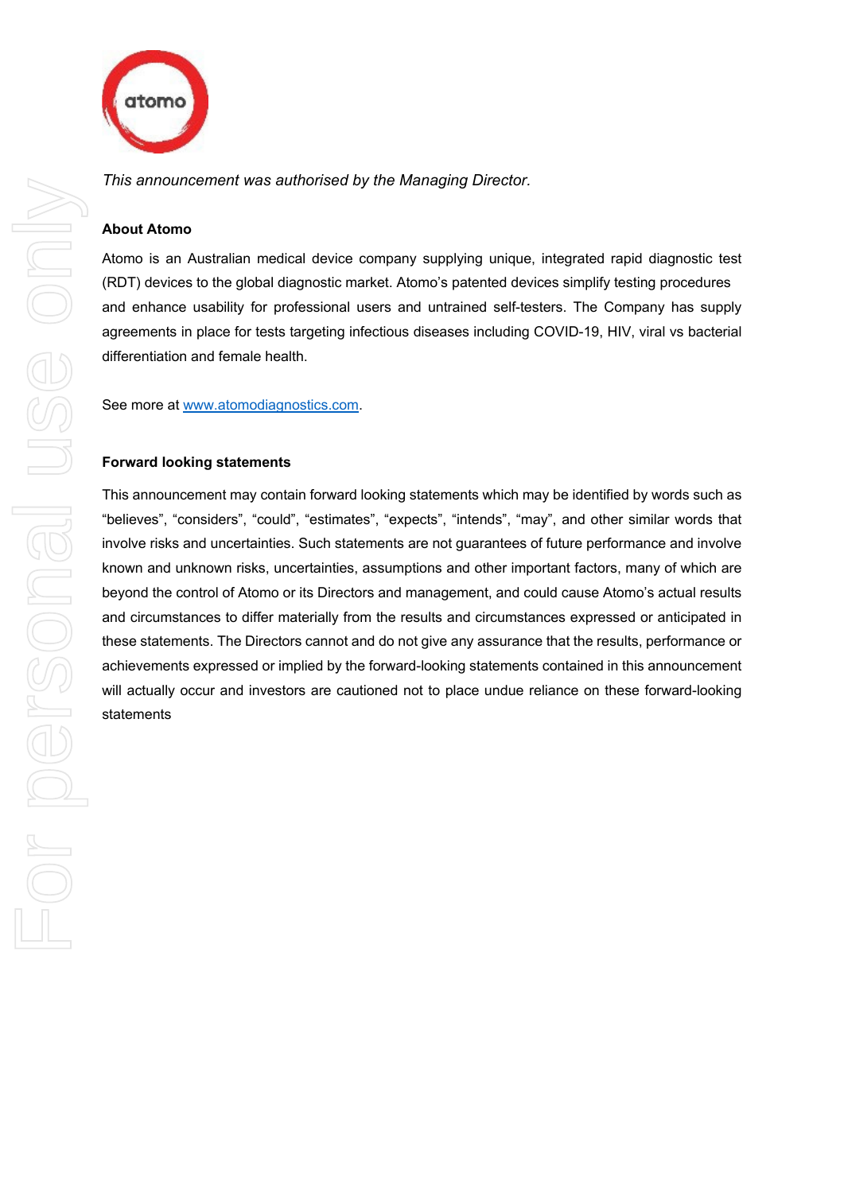*This announcement was authorised by the Managing Director.*

**About Atomo**

Atomo is an Australian medical device company supplying unique, integrated rapid diagnostic test (RDT) devices to the global diagnostic market. Atomo's patented devices simplify testing procedures and enhance usability for professional users and untrained self-testers. The Company has supply agreements in place for tests targeting infectious diseases including COVID-19, HIV, viral vs bacterial differentiation and female health.

See more at [www.atomodiagnostics.com](http://www.atomodiagnostics.com).

**Forward looking statements**

This announcement may contain forward looking statements which may be identified by words such as "believes", "considers", "could", "estimates", "expects", "intends", "may", and other similar words that involve risks and uncertainties. Such statements are not guarantees of future performance and involve known and unknown risks, uncertainties, assumptions and other important factors, many of which are beyond the control of Atomo or its Directors and management, and could cause Atomo's actual results and circumstances to differ materially from the results and circumstances expressed or anticipated in these statements. The Directors cannot and do not give any assurance that the results, performance or achievements expressed or implied by the forward-looking statements contained in this announcement will actually occur and investors are cautioned not to place undue reliance on these forward-looking statements